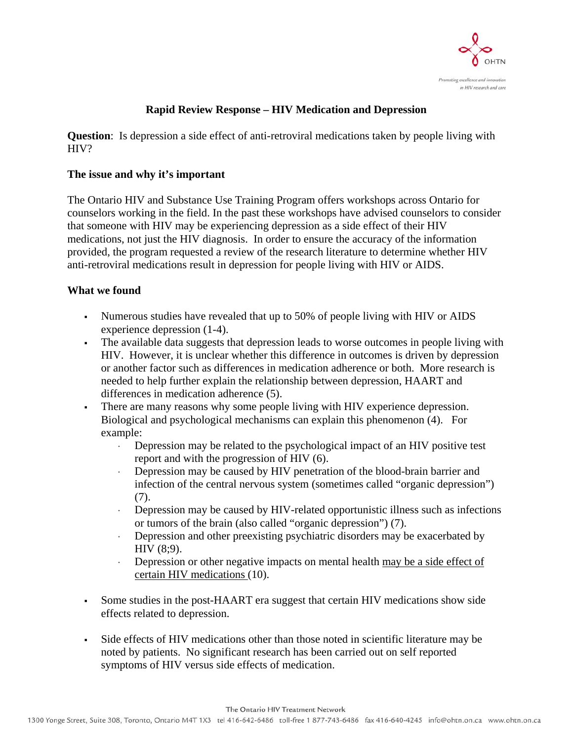# Rapid Review Response – HIV Medication and Depression

**Question**: Is depression a side effect of anti-retroviral medications taken by people living with HIV?

## The issue and why it's important

The Ontario HIV and Substance Use Training Program offers workshops across Ontario for counselors working in the field. In the past these workshops have advised counselors to consider that someone with HIV may be experiencing depression as a side effect of their HIV medications, not just the HIV diagnosis. In order to ensure the accuracy of the information provided, the program requested a review of the research literature to determine whether HIV anti-retroviral medications result in depression for people living with HIV or AIDS.

## What we found

- Numerous studies have revealed that up to 50% of people living with HIV or AIDS experience depression (1-4).
- The available data suggests that depression leads to worse outcomes in people living with HIV. However, it is unclear whether this difference in outcomes is driven by depression or another factor such as differences in medication adherence or both. More research is needed to help further explain the relationship between depression, HAART and differences in medication adherence (5).
- There are many reasons why some people living with HIV experience depression. Biological and psychological mechanisms can explain this phenomenon (4). For example:
  - Depression may be related to the psychological impact of an HIV positive test report and with the progression of HIV (6).
  - Depression may be caused by HIV penetration of the blood-brain barrier and infection of the central nervous system (sometimes called "organic depression") (7).
  - Depression may be caused by HIV-related opportunistic illness such as infections or tumors of the brain (also called "organic depression") (7).
  - Depression and other preexisting psychiatric disorders may be exacerbated by HIV (8;9).
  - Depression or other negative impacts on mental health may be a side effect of certain HIV medications (10).

- Some studies in the post-HAART era suggest that certain HIV medications show side effects related to depression.

- Side effects of HIV medications other than those noted in scientific literature may be noted by patients. No significant research has been carried out on self reported symptoms of HIV versus side effects of medication.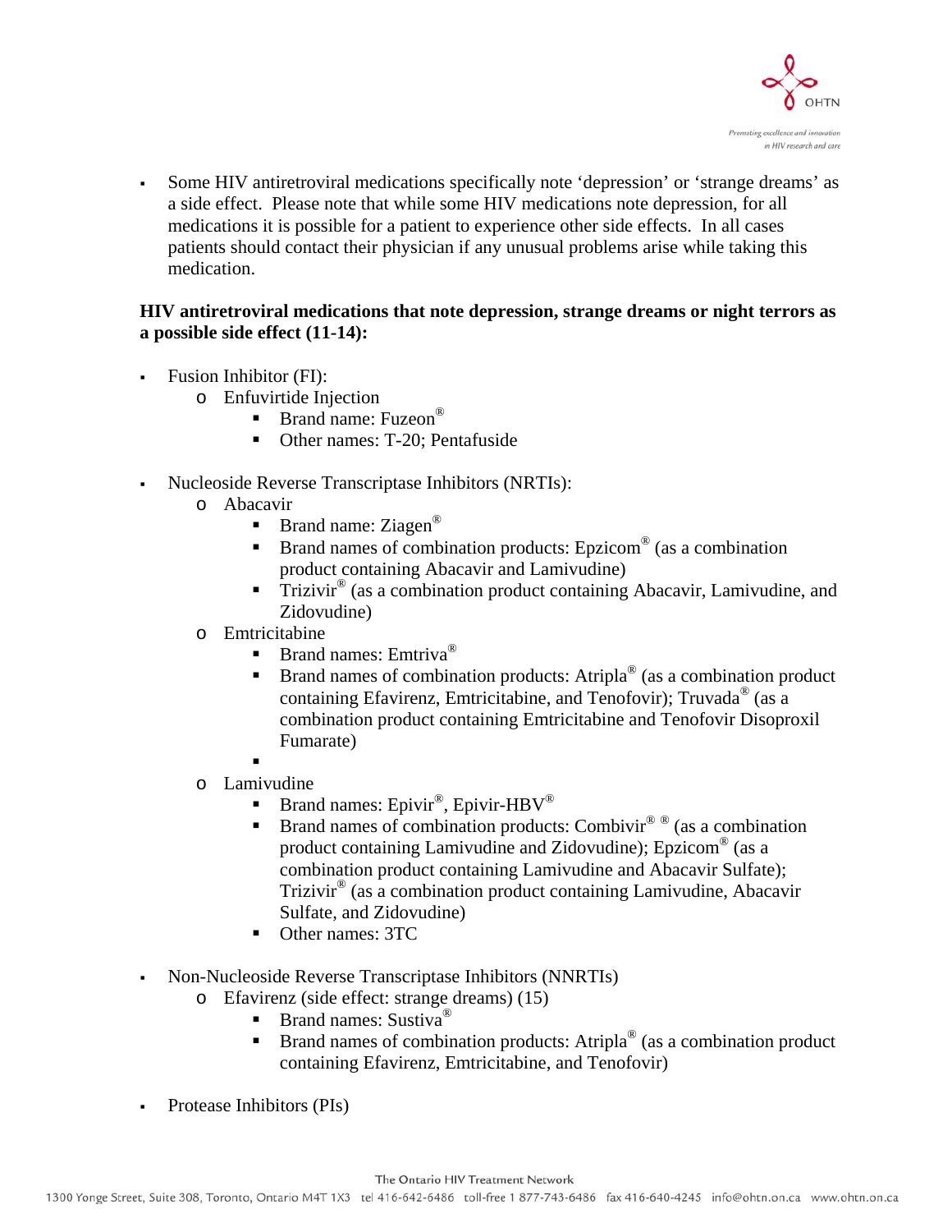- Some HIV antiretroviral medications specifically note 'depression' or 'strange dreams' as a side effect. Please note that while some HIV medications note depression, for all medications it is possible for a patient to experience other side effects. In all cases patients should contact their physician if any unusual problems arise while taking this medication.

**HIV antiretroviral medications that note depression, strange dreams or night terrors as a possible side effect (11-14):**

- Fusion Inhibitor (FI):
  - Enfuvirtide Injection
    - Brand name: Fuzeon®
    - Other names: T-20; Pentafuside

- Nucleoside Reverse Transcriptase Inhibitors (NRTIs):
  - Abacavir
    - Brand name: Ziagen®
    - Brand names of combination products: Epzicom® (as a combination product containing Abacavir and Lamivudine)
    - Trizivir® (as a combination product containing Abacavir, Lamivudine, and Zidovudine)
  - Emtricitabine
    - Brand names: Emtriva®
    - Brand names of combination products: Atripla® (as a combination product containing Efavirenz, Emtricitabine, and Tenofovir); Truvada® (as a combination product containing Emtricitabine and Tenofovir Disoproxil Fumarate)
    - 
  - Lamivudine
    - Brand names: Epivir®, Epivir-HBV®
    - Brand names of combination products: Combivir® ® (as a combination product containing Lamivudine and Zidovudine); Epzicom® (as a combination product containing Lamivudine and Abacavir Sulfate); Trizivir® (as a combination product containing Lamivudine, Abacavir Sulfate, and Zidovudine)
    - Other names: 3TC

- Non-Nucleoside Reverse Transcriptase Inhibitors (NNRTIs)
  - Efavirenz (side effect: strange dreams) (15)
    - Brand names: Sustiva®
    - Brand names of combination products: Atripla® (as a combination product containing Efavirenz, Emtricitabine, and Tenofovir)

- Protease Inhibitors (PIs)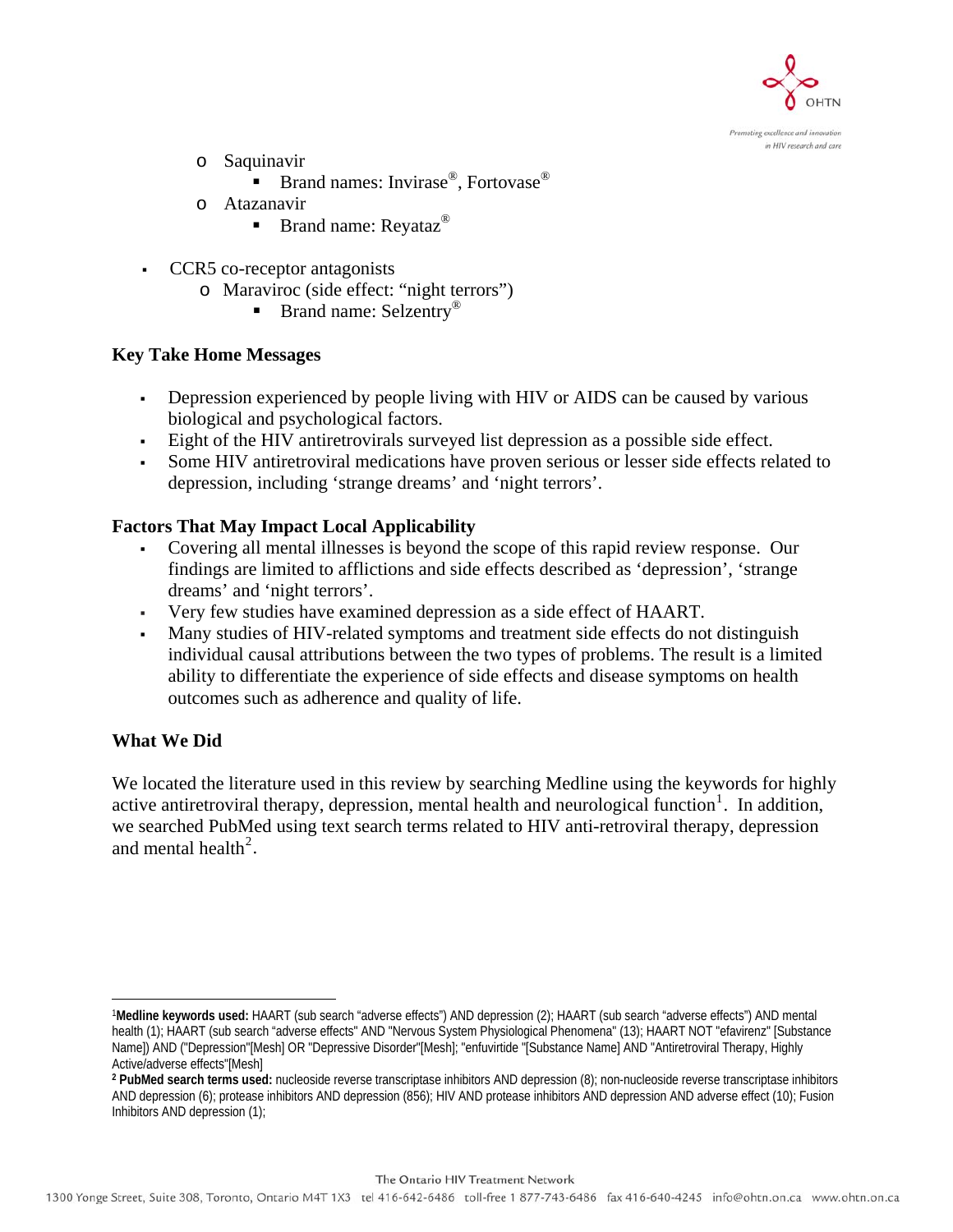- Saquinavir
  - Brand names: Invirase®, Fortovase®
- Atazanavir
  - Brand name: Reyataz®

- CCR5 co-receptor antagonists
  - Maraviroc (side effect: "night terrors")
    - Brand name: Selzentry®

**Key Take Home Messages**

- Depression experienced by people living with HIV or AIDS can be caused by various biological and psychological factors.
- Eight of the HIV antiretrovirals surveyed list depression as a possible side effect.
- Some HIV antiretroviral medications have proven serious or lesser side effects related to depression, including 'strange dreams' and 'night terrors'.

**Factors That May Impact Local Applicability**

- Covering all mental illnesses is beyond the scope of this rapid review response. Our findings are limited to afflictions and side effects described as 'depression', 'strange dreams' and 'night terrors'.
- Very few studies have examined depression as a side effect of HAART.
- Many studies of HIV-related symptoms and treatment side effects do not distinguish individual causal attributions between the two types of problems. The result is a limited ability to differentiate the experience of side effects and disease symptoms on health outcomes such as adherence and quality of life.

**What We Did**

We located the literature used in this review by searching Medline using the keywords for highly active antiretroviral therapy, depression, mental health and neurological function[1]. In addition, we searched PubMed using text search terms related to HIV anti-retroviral therapy, depression and mental health[2].

---

[1] **Medline keywords used:** HAART (sub search "adverse effects") AND depression (2); HAART (sub search "adverse effects") AND mental health (1); HAART (sub search "adverse effects" AND "Nervous System Physiological Phenomena" (13); HAART NOT "efavirenz" [Substance Name]) AND ("Depression"[Mesh] OR "Depressive Disorder"[Mesh]; "enfuvirtide "[Substance Name] AND "Antiretroviral Therapy, Highly Active/adverse effects"[Mesh]

[2] **PubMed search terms used:** nucleoside reverse transcriptase inhibitors AND depression (8); non-nucleoside reverse transcriptase inhibitors AND depression (6); protease inhibitors AND depression (856); HIV AND protease inhibitors AND depression AND adverse effect (10); Fusion Inhibitors AND depression (1);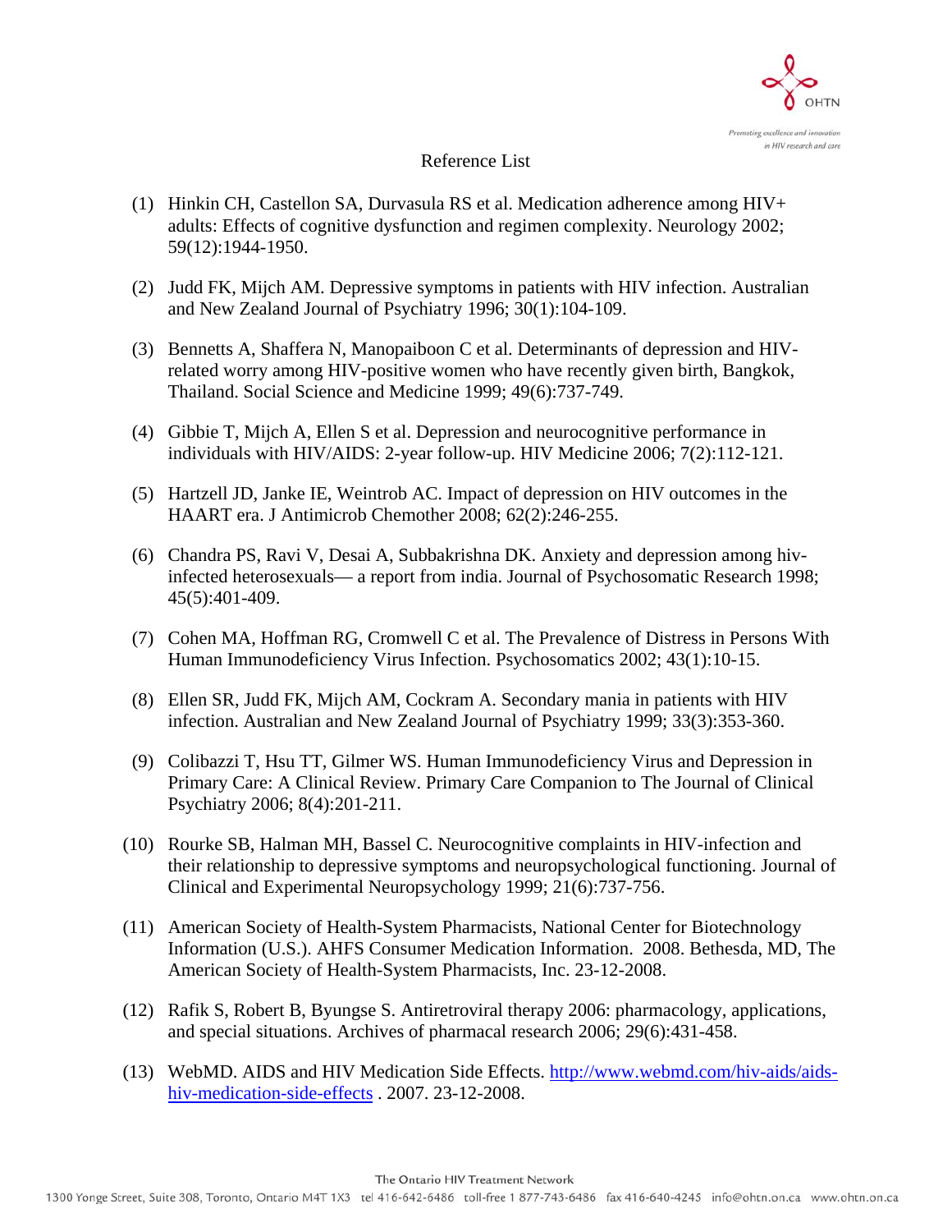## Reference List

(1) Hinkin CH, Castellon SA, Durvasula RS et al. Medication adherence among HIV+ adults: Effects of cognitive dysfunction and regimen complexity. Neurology 2002; 59(12):1944-1950.

(2) Judd FK, Mijch AM. Depressive symptoms in patients with HIV infection. Australian and New Zealand Journal of Psychiatry 1996; 30(1):104-109.

(3) Bennetts A, Shaffera N, Manopaiboon C et al. Determinants of depression and HIV-related worry among HIV-positive women who have recently given birth, Bangkok, Thailand. Social Science and Medicine 1999; 49(6):737-749.

(4) Gibbie T, Mijch A, Ellen S et al. Depression and neurocognitive performance in individuals with HIV/AIDS: 2-year follow-up. HIV Medicine 2006; 7(2):112-121.

(5) Hartzell JD, Janke IE, Weintrob AC. Impact of depression on HIV outcomes in the HAART era. J Antimicrob Chemother 2008; 62(2):246-255.

(6) Chandra PS, Ravi V, Desai A, Subbakrishna DK. Anxiety and depression among hiv-infected heterosexuals— a report from india. Journal of Psychosomatic Research 1998; 45(5):401-409.

(7) Cohen MA, Hoffman RG, Cromwell C et al. The Prevalence of Distress in Persons With Human Immunodeficiency Virus Infection. Psychosomatics 2002; 43(1):10-15.

(8) Ellen SR, Judd FK, Mijch AM, Cockram A. Secondary mania in patients with HIV infection. Australian and New Zealand Journal of Psychiatry 1999; 33(3):353-360.

(9) Colibazzi T, Hsu TT, Gilmer WS. Human Immunodeficiency Virus and Depression in Primary Care: A Clinical Review. Primary Care Companion to The Journal of Clinical Psychiatry 2006; 8(4):201-211.

(10) Rourke SB, Halman MH, Bassel C. Neurocognitive complaints in HIV-infection and their relationship to depressive symptoms and neuropsychological functioning. Journal of Clinical and Experimental Neuropsychology 1999; 21(6):737-756.

(11) American Society of Health-System Pharmacists, National Center for Biotechnology Information (U.S.). AHFS Consumer Medication Information. 2008. Bethesda, MD, The American Society of Health-System Pharmacists, Inc. 23-12-2008.

(12) Rafik S, Robert B, Byungse S. Antiretroviral therapy 2006: pharmacology, applications, and special situations. Archives of pharmacal research 2006; 29(6):431-458.

(13) WebMD. AIDS and HIV Medication Side Effects. http://www.webmd.com/hiv-aids/aids-hiv-medication-side-effects . 2007. 23-12-2008.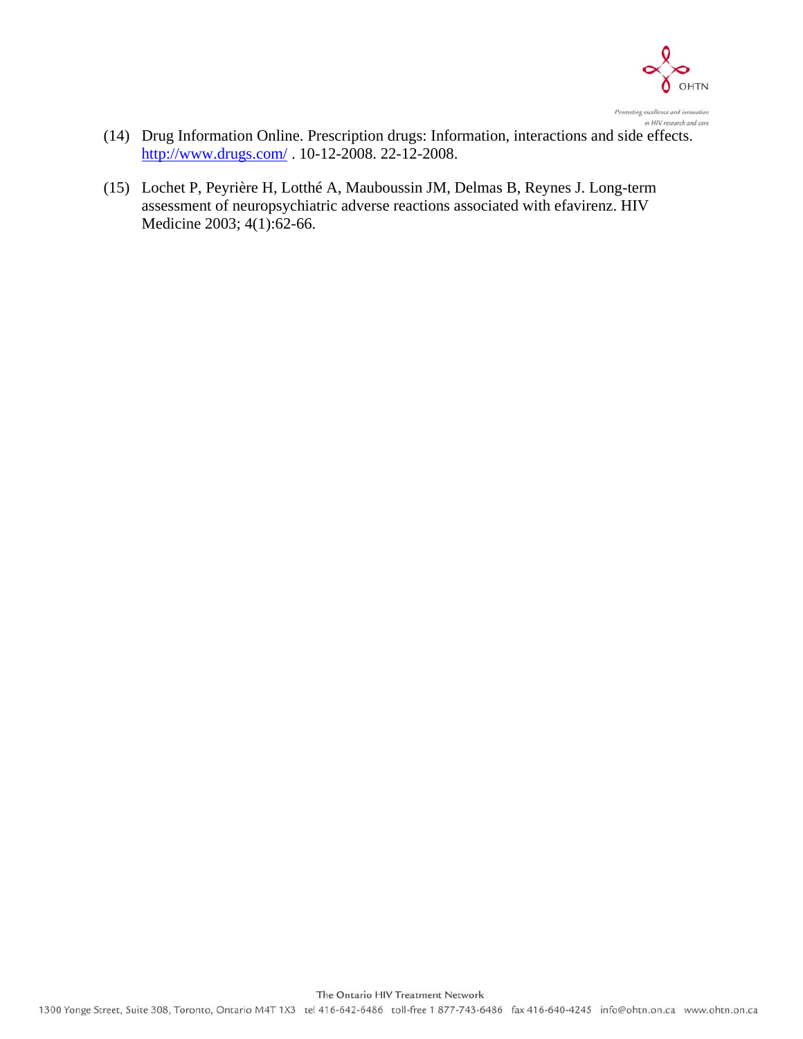(14) Drug Information Online. Prescription drugs: Information, interactions and side effects. http://www.drugs.com/ . 10-12-2008. 22-12-2008.

(15) Lochet P, Peyrière H, Lotthé A, Mauboussin JM, Delmas B, Reynes J. Long-term assessment of neuropsychiatric adverse reactions associated with efavirenz. HIV Medicine 2003; 4(1):62-66.